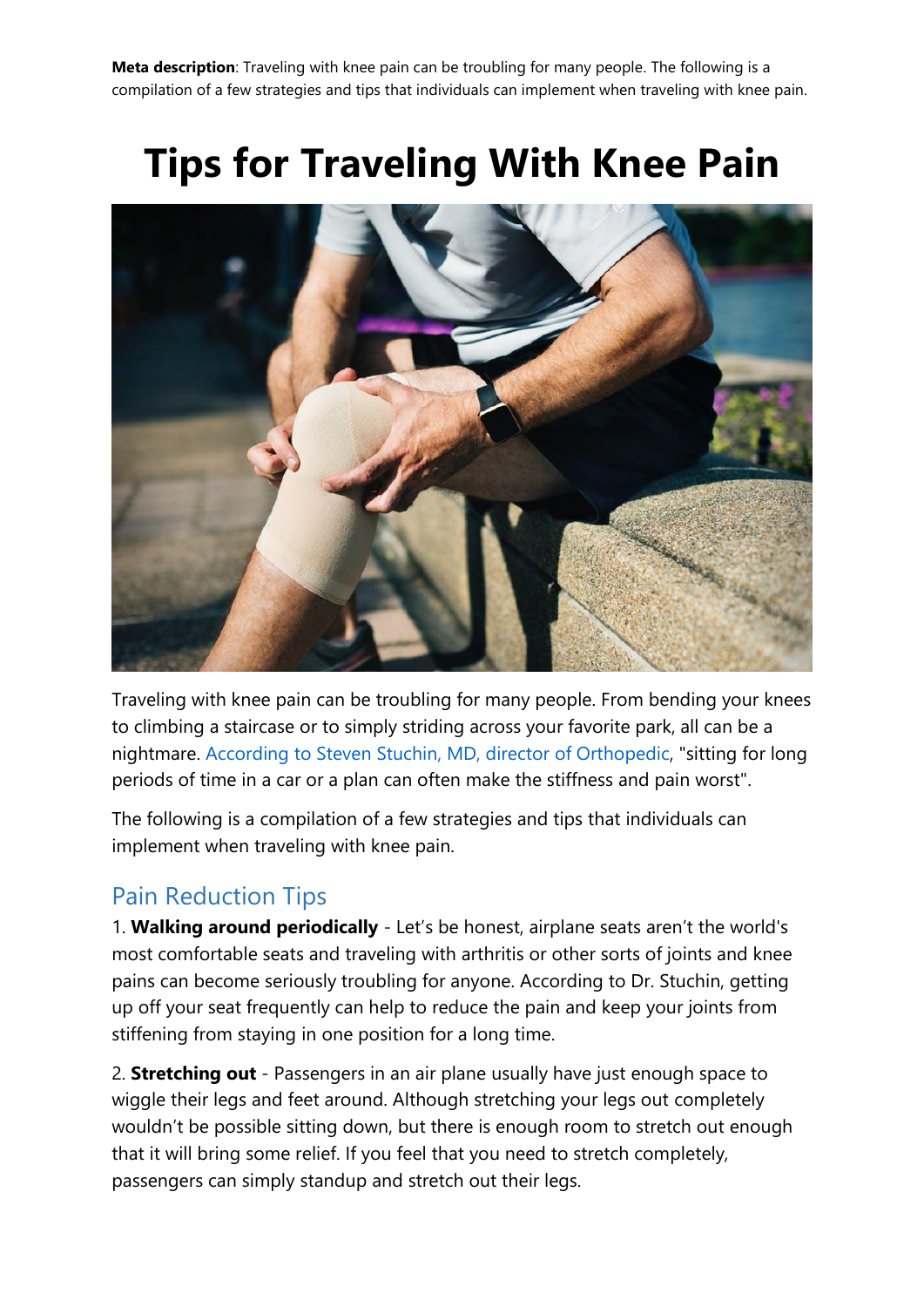**Meta description**: Traveling with knee pain can be troubling for many people. The following is a compilation of a few strategies and tips that individuals can implement when traveling with knee pain.

# Tips for Traveling With Knee Pain

Traveling with knee pain can be troubling for many people. From bending your knees to climbing a staircase or to simply striding across your favorite park, all can be a nightmare. According to Steven Stuchin, MD, director of Orthopedic, "sitting for long periods of time in a car or a plan can often make the stiffness and pain worst".

The following is a compilation of a few strategies and tips that individuals can implement when traveling with knee pain.

## Pain Reduction Tips

1. **Walking around periodically** - Let's be honest, airplane seats aren't the world's most comfortable seats and traveling with arthritis or other sorts of joints and knee pains can become seriously troubling for anyone. According to Dr. Stuchin, getting up off your seat frequently can help to reduce the pain and keep your joints from stiffening from staying in one position for a long time.

2. **Stretching out** - Passengers in an air plane usually have just enough space to wiggle their legs and feet around. Although stretching your legs out completely wouldn't be possible sitting down, but there is enough room to stretch out enough that it will bring some relief. If you feel that you need to stretch completely, passengers can simply standup and stretch out their legs.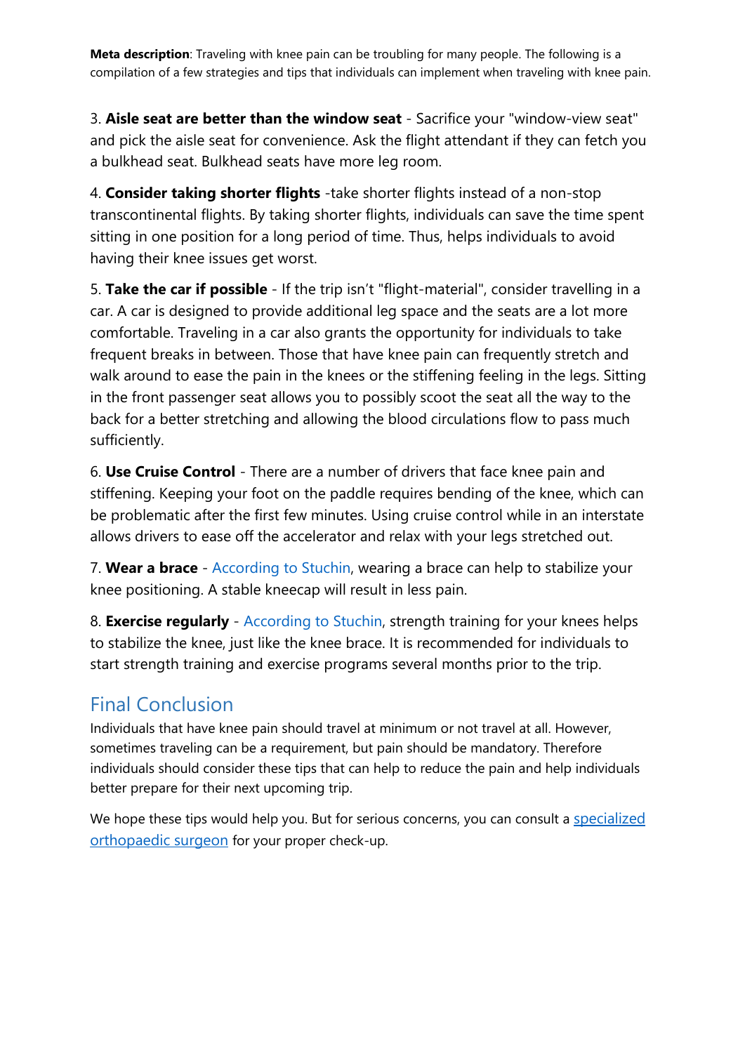**Meta description**: Traveling with knee pain can be troubling for many people. The following is a compilation of a few strategies and tips that individuals can implement when traveling with knee pain.

3. **Aisle seat are better than the window seat** - Sacrifice your "window-view seat" and pick the aisle seat for convenience. Ask the flight attendant if they can fetch you a bulkhead seat. Bulkhead seats have more leg room.

4. **Consider taking shorter flights** -take shorter flights instead of a non-stop transcontinental flights. By taking shorter flights, individuals can save the time spent sitting in one position for a long period of time. Thus, helps individuals to avoid having their knee issues get worst.

5. **Take the car if possible** - If the trip isn't "flight-material", consider travelling in a car. A car is designed to provide additional leg space and the seats are a lot more comfortable. Traveling in a car also grants the opportunity for individuals to take frequent breaks in between. Those that have knee pain can frequently stretch and walk around to ease the pain in the knees or the stiffening feeling in the legs. Sitting in the front passenger seat allows you to possibly scoot the seat all the way to the back for a better stretching and allowing the blood circulations flow to pass much sufficiently.

6. **Use Cruise Control** - There are a number of drivers that face knee pain and stiffening. Keeping your foot on the paddle requires bending of the knee, which can be problematic after the first few minutes. Using cruise control while in an interstate allows drivers to ease off the accelerator and relax with your legs stretched out.

7. **Wear a brace** - According to Stuchin, wearing a brace can help to stabilize your knee positioning. A stable kneecap will result in less pain.

8. **Exercise regularly** - According to Stuchin, strength training for your knees helps to stabilize the knee, just like the knee brace. It is recommended for individuals to start strength training and exercise programs several months prior to the trip.

## Final Conclusion

Individuals that have knee pain should travel at minimum or not travel at all. However, sometimes traveling can be a requirement, but pain should be mandatory. Therefore individuals should consider these tips that can help to reduce the pain and help individuals better prepare for their next upcoming trip.

We hope these tips would help you. But for serious concerns, you can consult a specialized orthopaedic surgeon for your proper check-up.